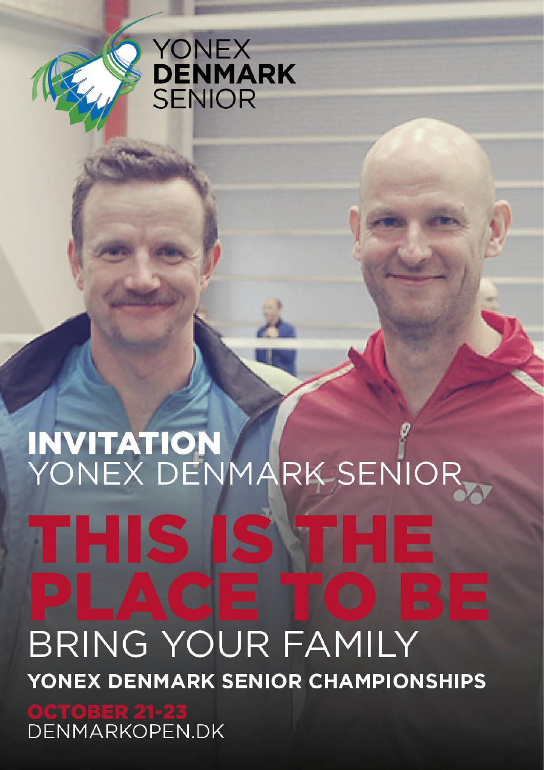YONEX
**DENMARK**
SENIOR

# INVITATION

YONEX DENMARK SENIOR

# THIS IS THE PLACE TO BE

BRING YOUR FAMILY

**YONEX DENMARK SENIOR CHAMPIONSHIPS**

**OCTOBER 21-23**

DENMARKOPEN.DK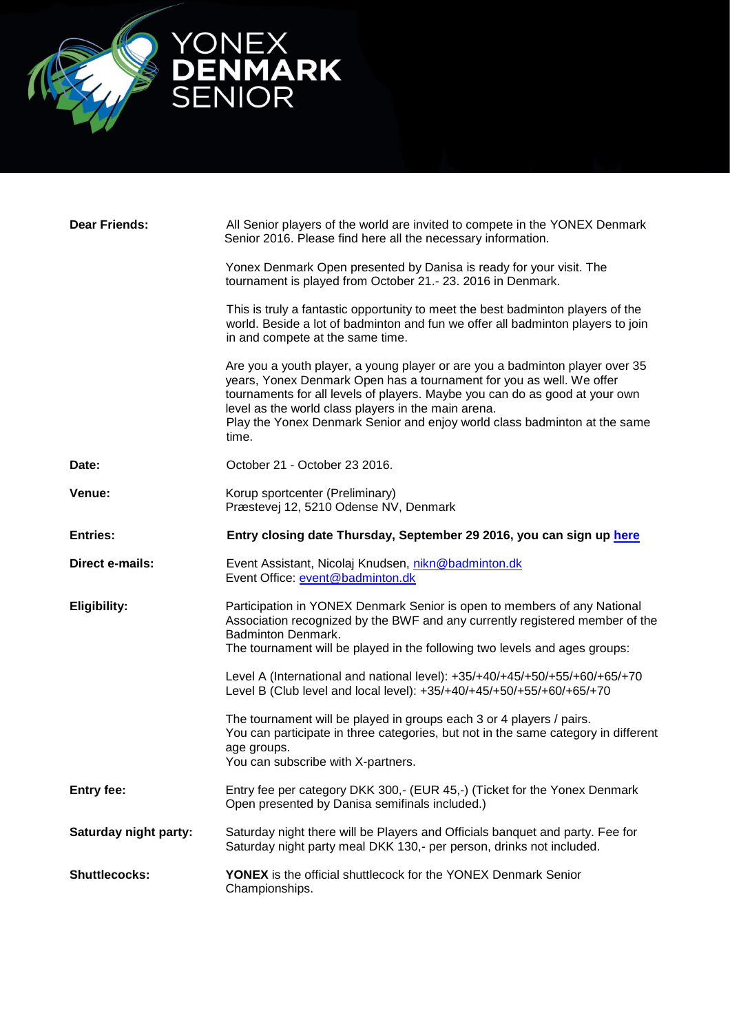# YONEX DENMARK SENIOR

| | |
|---|---|
| **Dear Friends:** | All Senior players of the world are invited to compete in the YONEX Denmark Senior 2016. Please find here all the necessary information.<br><br>Yonex Denmark Open presented by Danisa is ready for your visit. The tournament is played from October 21.- 23. 2016 in Denmark.<br><br>This is truly a fantastic opportunity to meet the best badminton players of the world. Beside a lot of badminton and fun we offer all badminton players to join in and compete at the same time.<br><br>Are you a youth player, a young player or are you a badminton player over 35 years, Yonex Denmark Open has a tournament for you as well. We offer tournaments for all levels of players. Maybe you can do as good at your own level as the world class players in the main arena.<br>Play the Yonex Denmark Senior and enjoy world class badminton at the same time. |
| **Date:** | October 21 - October 23 2016. |
| **Venue:** | Korup sportcenter (Preliminary)<br>Præstevej 12, 5210 Odense NV, Denmark |
| **Entries:** | **Entry closing date Thursday, September 29 2016, you can sign up here** |
| **Direct e-mails:** | Event Assistant, Nicolaj Knudsen, nikn@badminton.dk<br>Event Office: event@badminton.dk |
| **Eligibility:** | Participation in YONEX Denmark Senior is open to members of any National Association recognized by the BWF and any currently registered member of the Badminton Denmark.<br>The tournament will be played in the following two levels and ages groups:<br><br>Level A (International and national level): +35/+40/+45/+50/+55/+60/+65/+70<br>Level B (Club level and local level): +35/+40/+45/+50/+55/+60/+65/+70<br><br>The tournament will be played in groups each 3 or 4 players / pairs.<br>You can participate in three categories, but not in the same category in different age groups.<br>You can subscribe with X-partners. |
| **Entry fee:** | Entry fee per category DKK 300,- (EUR 45,-) (Ticket for the Yonex Denmark Open presented by Danisa semifinals included.) |
| **Saturday night party:** | Saturday night there will be Players and Officials banquet and party. Fee for Saturday night party meal DKK 130,- per person, drinks not included. |
| **Shuttlecocks:** | **YONEX** is the official shuttlecock for the YONEX Denmark Senior Championships. |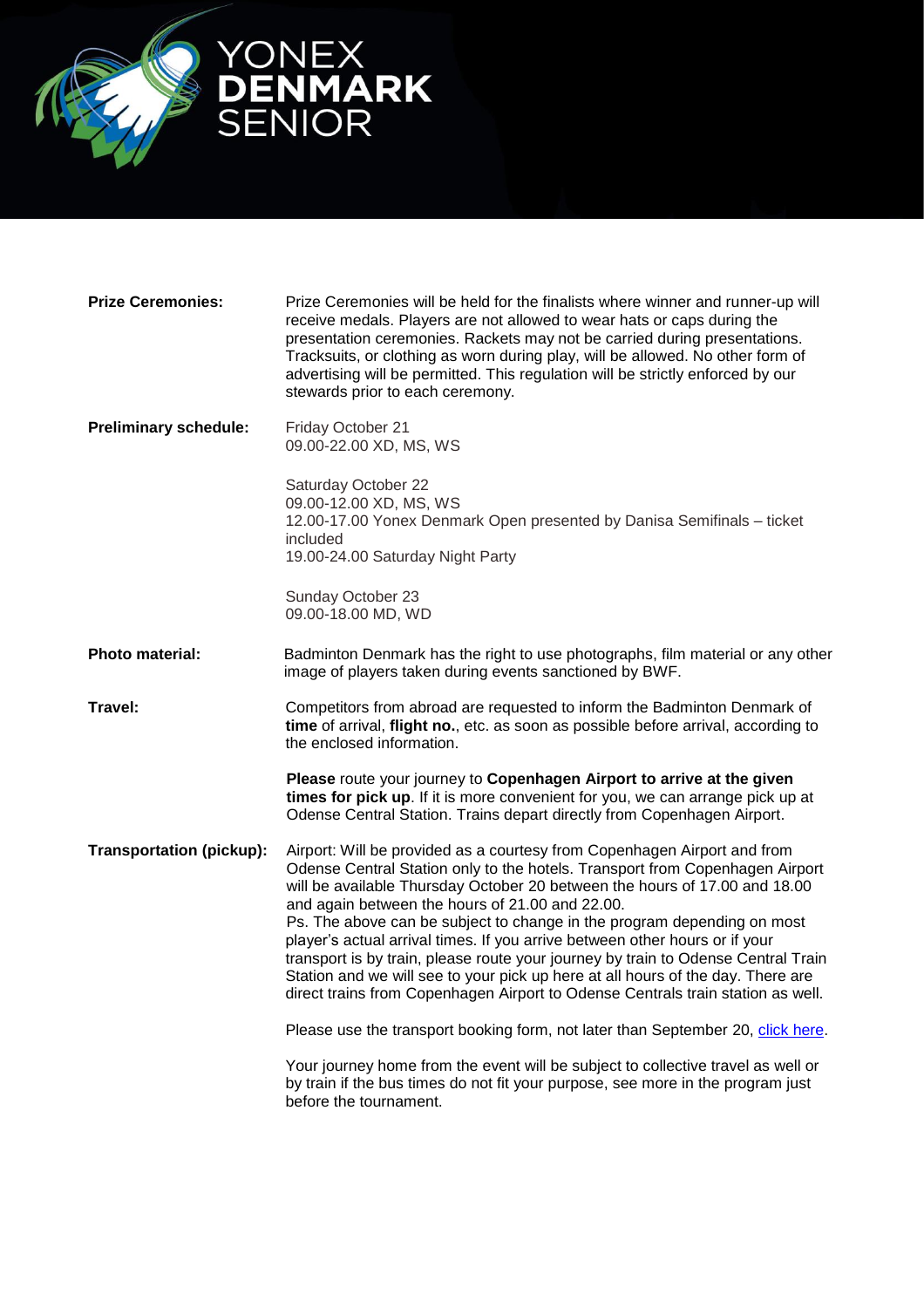**Prize Ceremonies:** Prize Ceremonies will be held for the finalists where winner and runner-up will receive medals. Players are not allowed to wear hats or caps during the presentation ceremonies. Rackets may not be carried during presentations. Tracksuits, or clothing as worn during play, will be allowed. No other form of advertising will be permitted. This regulation will be strictly enforced by our stewards prior to each ceremony.

**Preliminary schedule:**

Friday October 21
09.00-22.00 XD, MS, WS

Saturday October 22
09.00-12.00 XD, MS, WS
12.00-17.00 Yonex Denmark Open presented by Danisa Semifinals – ticket included
19.00-24.00 Saturday Night Party

Sunday October 23
09.00-18.00 MD, WD

**Photo material:** Badminton Denmark has the right to use photographs, film material or any other image of players taken during events sanctioned by BWF.

**Travel:** Competitors from abroad are requested to inform the Badminton Denmark of **time** of arrival, **flight no.**, etc. as soon as possible before arrival, according to the enclosed information.

**Please** route your journey to **Copenhagen Airport to arrive at the given times for pick up**. If it is more convenient for you, we can arrange pick up at Odense Central Station. Trains depart directly from Copenhagen Airport.

**Transportation (pickup):** Airport: Will be provided as a courtesy from Copenhagen Airport and from Odense Central Station only to the hotels. Transport from Copenhagen Airport will be available Thursday October 20 between the hours of 17.00 and 18.00 and again between the hours of 21.00 and 22.00.
Ps. The above can be subject to change in the program depending on most player's actual arrival times. If you arrive between other hours or if your transport is by train, please route your journey by train to Odense Central Train Station and we will see to your pick up here at all hours of the day. There are direct trains from Copenhagen Airport to Odense Centrals train station as well.

Please use the transport booking form, not later than September 20, click here.

Your journey home from the event will be subject to collective travel as well or by train if the bus times do not fit your purpose, see more in the program just before the tournament.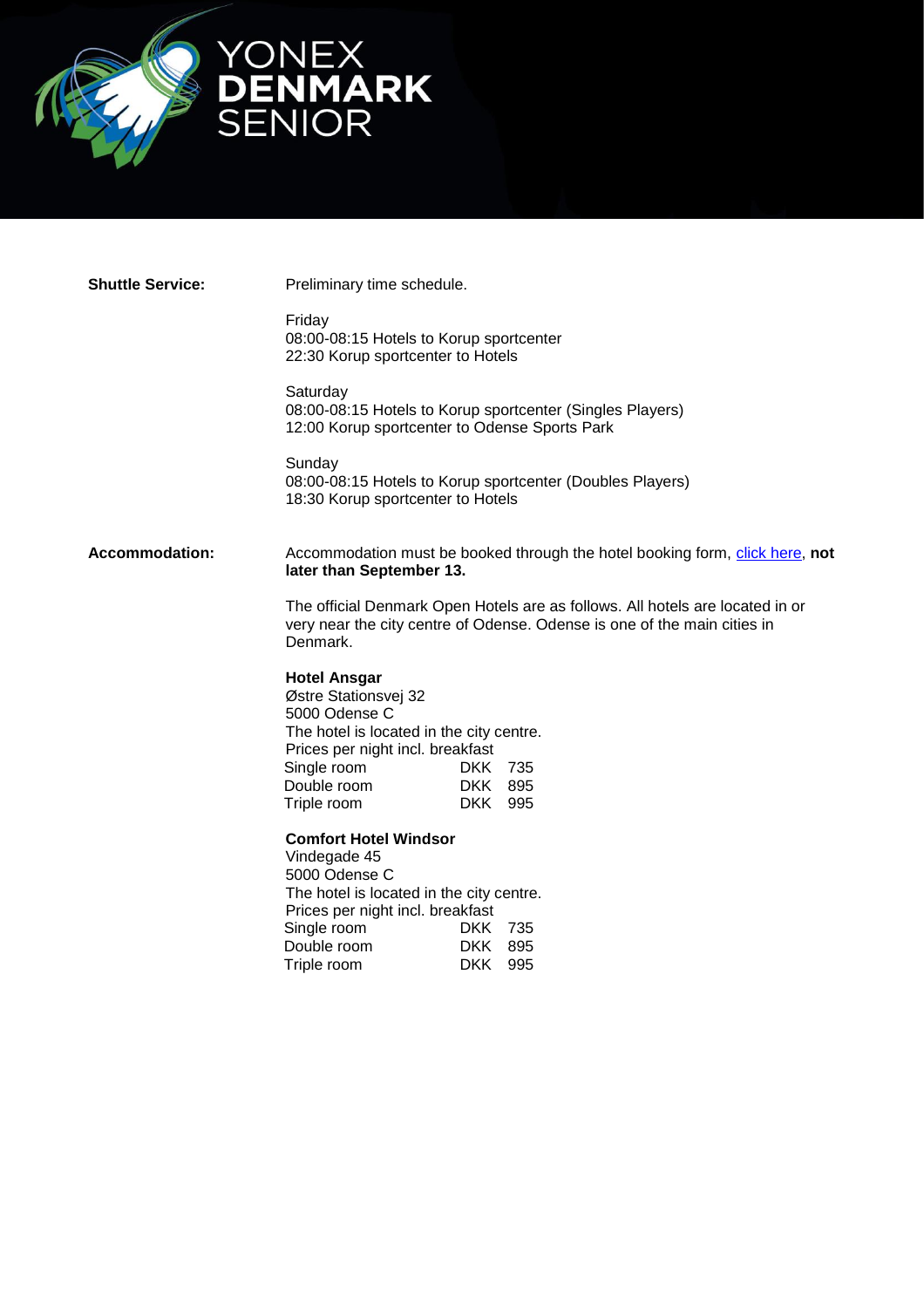**Shuttle Service:**

Preliminary time schedule.

Friday
08:00-08:15 Hotels to Korup sportcenter
22:30 Korup sportcenter to Hotels

Saturday
08:00-08:15 Hotels to Korup sportcenter (Singles Players)
12:00 Korup sportcenter to Odense Sports Park

Sunday
08:00-08:15 Hotels to Korup sportcenter (Doubles Players)
18:30 Korup sportcenter to Hotels

**Accommodation:**

Accommodation must be booked through the hotel booking form, click here, **not later than September 13.**

The official Denmark Open Hotels are as follows. All hotels are located in or very near the city centre of Odense. Odense is one of the main cities in Denmark.

**Hotel Ansgar**
Østre Stationsvej 32
5000 Odense C
The hotel is located in the city centre.
Prices per night incl. breakfast

| | |
|---|---|
| Single room | DKK 735 |
| Double room | DKK 895 |
| Triple room | DKK 995 |

**Comfort Hotel Windsor**
Vindegade 45
5000 Odense C
The hotel is located in the city centre.
Prices per night incl. breakfast

| | |
|---|---|
| Single room | DKK 735 |
| Double room | DKK 895 |
| Triple room | DKK 995 |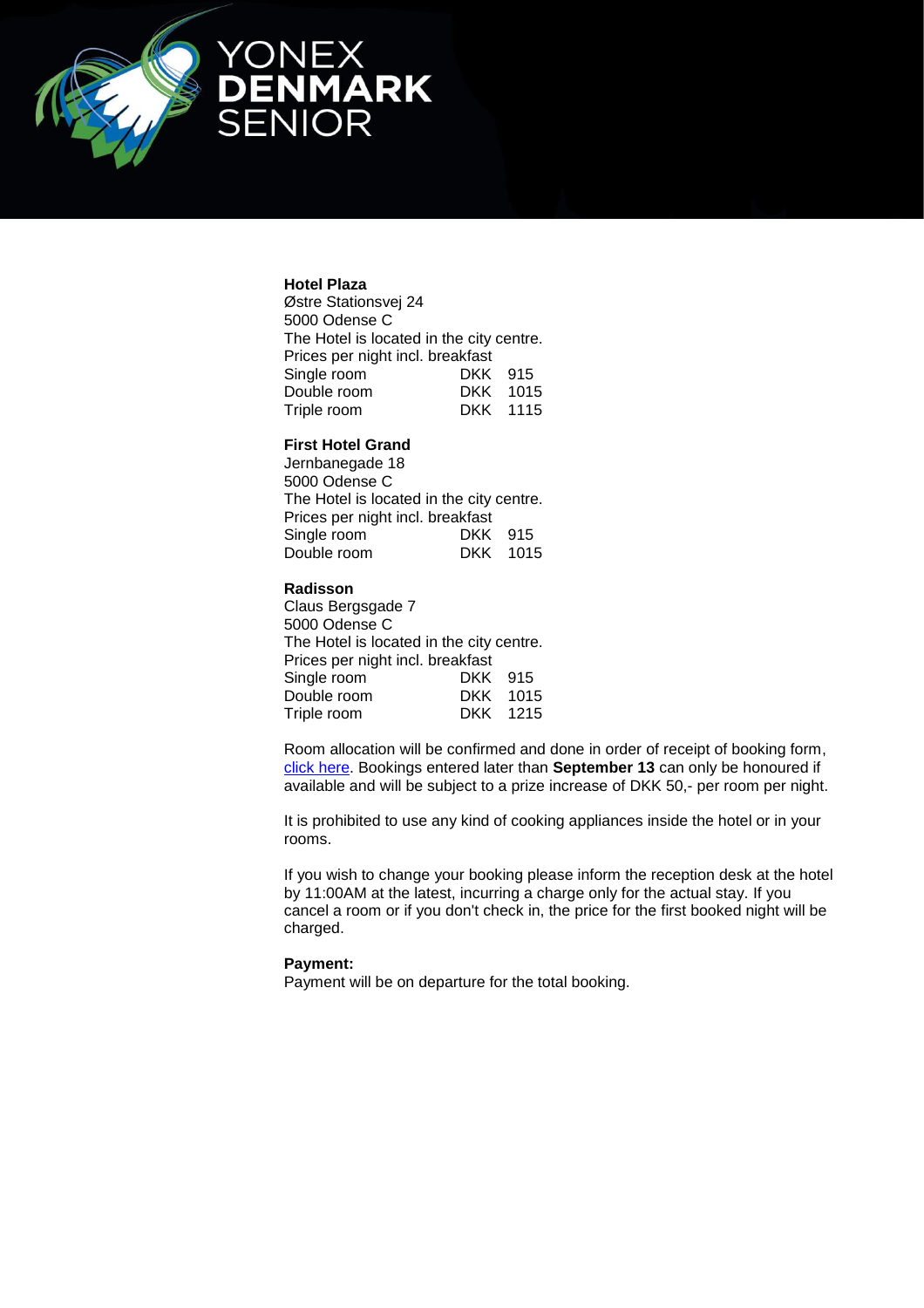**Hotel Plaza**
Østre Stationsvej 24
5000 Odense C
The Hotel is located in the city centre.
Prices per night incl. breakfast

| | | |
|---|---|---|
| Single room | DKK | 915 |
| Double room | DKK | 1015 |
| Triple room | DKK | 1115 |

**First Hotel Grand**
Jernbanegade 18
5000 Odense C
The Hotel is located in the city centre.
Prices per night incl. breakfast

| | | |
|---|---|---|
| Single room | DKK | 915 |
| Double room | DKK | 1015 |

**Radisson**
Claus Bergsgade 7
5000 Odense C
The Hotel is located in the city centre.
Prices per night incl. breakfast

| | | |
|---|---|---|
| Single room | DKK | 915 |
| Double room | DKK | 1015 |
| Triple room | DKK | 1215 |

Room allocation will be confirmed and done in order of receipt of booking form, click here. Bookings entered later than **September 13** can only be honoured if available and will be subject to a prize increase of DKK 50,- per room per night.

It is prohibited to use any kind of cooking appliances inside the hotel or in your rooms.

If you wish to change your booking please inform the reception desk at the hotel by 11:00AM at the latest, incurring a charge only for the actual stay. If you cancel a room or if you don't check in, the price for the first booked night will be charged.

**Payment:**
Payment will be on departure for the total booking.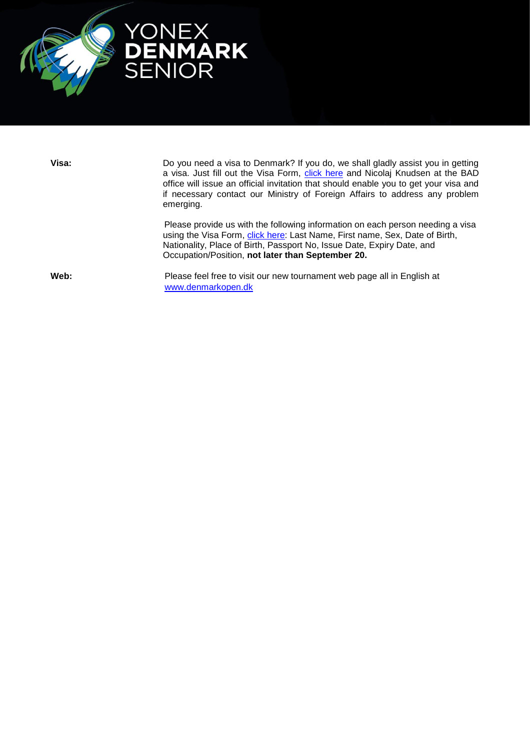| | |
|---|---|
| **Visa:** | Do you need a visa to Denmark? If you do, we shall gladly assist you in getting a visa. Just fill out the Visa Form, click here and Nicolaj Knudsen at the BAD office will issue an official invitation that should enable you to get your visa and if necessary contact our Ministry of Foreign Affairs to address any problem emerging.<br><br>Please provide us with the following information on each person needing a visa using the Visa Form, click here: Last Name, First name, Sex, Date of Birth, Nationality, Place of Birth, Passport No, Issue Date, Expiry Date, and Occupation/Position, **not later than September 20.** |
| **Web:** | Please feel free to visit our new tournament web page all in English at www.denmarkopen.dk |